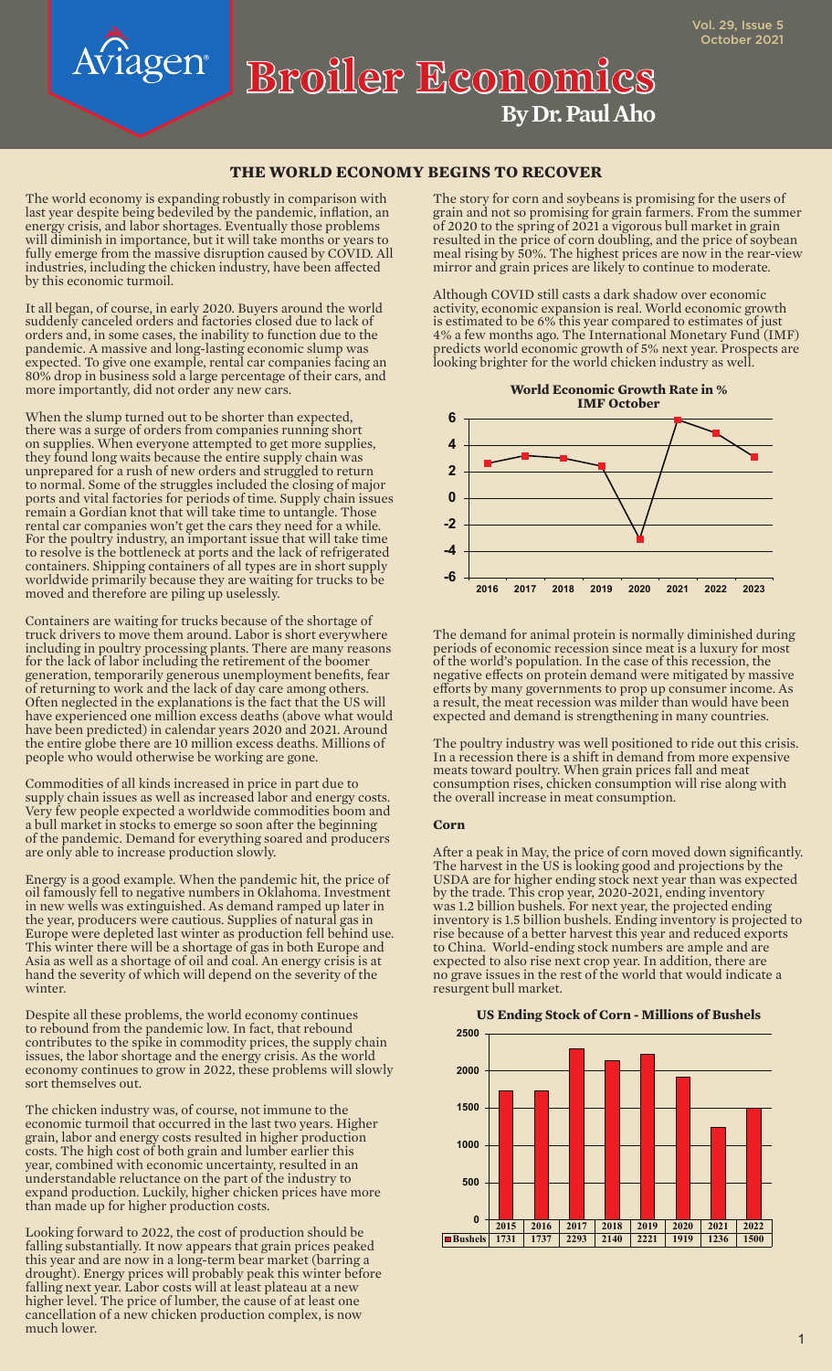# Broiler Economics

**By Dr. Paul Aho**

## THE WORLD ECONOMY BEGINS TO RECOVER

The world economy is expanding robustly in comparison with last year despite being bedeviled by the pandemic, inflation, an energy crisis, and labor shortages. Eventually those problems will diminish in importance, but it will take months or years to fully emerge from the massive disruption caused by COVID. All industries, including the chicken industry, have been affected by this economic turmoil.

It all began, of course, in early 2020. Buyers around the world suddenly canceled orders and factories closed due to lack of orders and, in some cases, the inability to function due to the pandemic. A massive and long-lasting economic slump was expected. To give one example, rental car companies facing an 80% drop in business sold a large percentage of their cars, and more importantly, did not order any new cars.

When the slump turned out to be shorter than expected, there was a surge of orders from companies running short on supplies. When everyone attempted to get more supplies, they found long waits because the entire supply chain was unprepared for a rush of new orders and struggled to return to normal. Some of the struggles included the closing of major ports and vital factories for periods of time. Supply chain issues remain a Gordian knot that will take time to untangle. Those rental car companies won't get the cars they need for a while. For the poultry industry, an important issue that will take time to resolve is the bottleneck at ports and the lack of refrigerated containers. Shipping containers of all types are in short supply worldwide primarily because they are waiting for trucks to be moved and therefore are piling up uselessly.

Containers are waiting for trucks because of the shortage of truck drivers to move them around. Labor is short everywhere including in poultry processing plants. There are many reasons for the lack of labor including the retirement of the boomer generation, temporarily generous unemployment benefits, fear of returning to work and the lack of day care among others. Often neglected in the explanations is the fact that the US will have experienced one million excess deaths (above what would have been predicted) in calendar years 2020 and 2021. Around the entire globe there are 10 million excess deaths. Millions of people who would otherwise be working are gone.

Commodities of all kinds increased in price in part due to supply chain issues as well as increased labor and energy costs. Very few people expected a worldwide commodities boom and a bull market in stocks to emerge so soon after the beginning of the pandemic. Demand for everything soared and producers are only able to increase production slowly.

Energy is a good example. When the pandemic hit, the price of oil famously fell to negative numbers in Oklahoma. Investment in new wells was extinguished. As demand ramped up later in the year, producers were cautious. Supplies of natural gas in Europe were depleted last winter as production fell behind use. This winter there will be a shortage of gas in both Europe and Asia as well as a shortage of oil and coal. An energy crisis is at hand the severity of which will depend on the severity of the winter.

Despite all these problems, the world economy continues to rebound from the pandemic low. In fact, that rebound contributes to the spike in commodity prices, the supply chain issues, the labor shortage and the energy crisis. As the world economy continues to grow in 2022, these problems will slowly sort themselves out.

The chicken industry was, of course, not immune to the economic turmoil that occurred in the last two years. Higher grain, labor and energy costs resulted in higher production costs. The high cost of both grain and lumber earlier this year, combined with economic uncertainty, resulted in an understandable reluctance on the part of the industry to expand production. Luckily, higher chicken prices have more than made up for higher production costs.

Looking forward to 2022, the cost of production should be falling substantially. It now appears that grain prices peaked this year and are now in a long-term bear market (barring a drought). Energy prices will probably peak this winter before falling next year. Labor costs will at least plateau at a new higher level. The price of lumber, the cause of at least one cancellation of a new chicken production complex, is now much lower.

The story for corn and soybeans is promising for the users of grain and not so promising for grain farmers. From the summer of 2020 to the spring of 2021 a vigorous bull market in grain resulted in the price of corn doubling, and the price of soybean meal rising by 50%. The highest prices are now in the rear-view mirror and grain prices are likely to continue to moderate.

Although COVID still casts a dark shadow over economic activity, economic expansion is real. World economic growth is estimated to be 6% this year compared to estimates of just 4% a few months ago. The International Monetary Fund (IMF) predicts world economic growth of 5% next year. Prospects are looking brighter for the world chicken industry as well.

**World Economic Growth Rate in %**
**IMF October**

| Year | 2016 | 2017 | 2018 | 2019 | 2020 | 2021 | 2022 | 2023 |
|---|---|---|---|---|---|---|---|---|
| Growth (%) (approx.) | 2.6 | 3.2 | 3.0 | 2.4 | -3.0 | 5.9 | 4.9 | 3.1 |

The demand for animal protein is normally diminished during periods of economic recession since meat is a luxury for most of the world's population. In the case of this recession, the negative effects on protein demand were mitigated by massive efforts by many governments to prop up consumer income. As a result, the meat recession was milder than would have been expected and demand is strengthening in many countries.

The poultry industry was well positioned to ride out this crisis. In a recession there is a shift in demand from more expensive meats toward poultry. When grain prices fall and meat consumption rises, chicken consumption will rise along with the overall increase in meat consumption.

### Corn

After a peak in May, the price of corn moved down significantly. The harvest in the US is looking good and projections by the USDA are for higher ending stock next year than was expected by the trade. This crop year, 2020-2021, ending inventory was 1.2 billion bushels. For next year, the projected ending inventory is 1.5 billion bushels. Ending inventory is projected to rise because of a better harvest this year and reduced exports to China. World-ending stock numbers are ample and are expected to also rise next crop year. In addition, there are no grave issues in the rest of the world that would indicate a resurgent bull market.

**US Ending Stock of Corn - Millions of Bushels**

| | 2015 | 2016 | 2017 | 2018 | 2019 | 2020 | 2021 | 2022 |
|---|---|---|---|---|---|---|---|---|
| Bushels | 1731 | 1737 | 2293 | 2140 | 2221 | 1919 | 1236 | 1500 |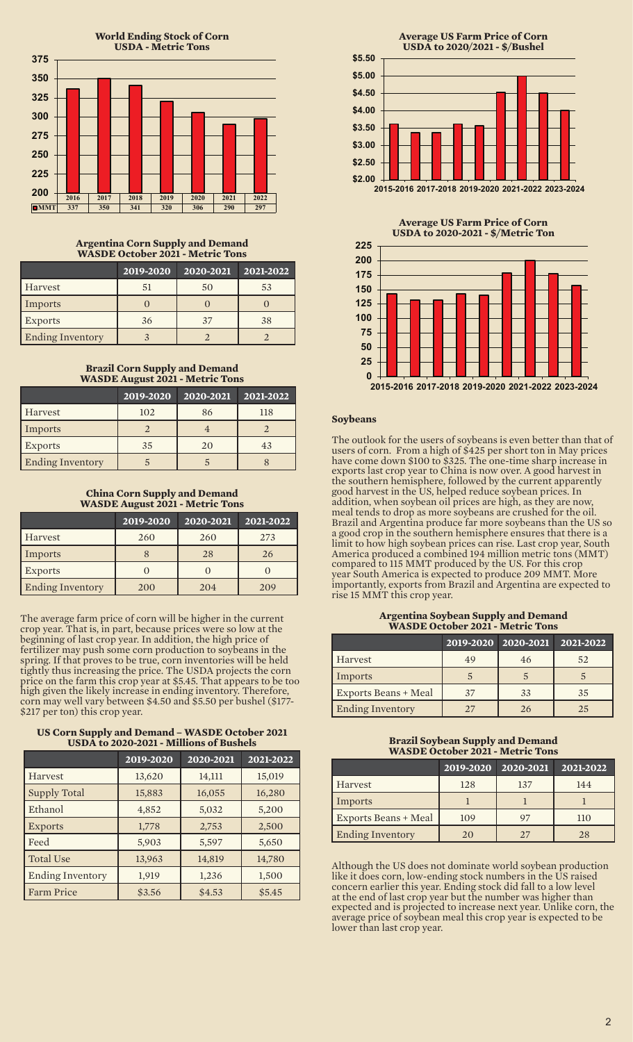**World Ending Stock of Corn**
**USDA - Metric Tons**

| | 2016 | 2017 | 2018 | 2019 | 2020 | 2021 | 2022 |
|---|---|---|---|---|---|---|---|
| MMT | 337 | 350 | 341 | 320 | 306 | 290 | 297 |

**Argentina Corn Supply and Demand**
**WASDE October 2021 - Metric Tons**

| | 2019-2020 | 2020-2021 | 2021-2022 |
|---|---|---|---|
| Harvest | 51 | 50 | 53 |
| Imports | 0 | 0 | 0 |
| Exports | 36 | 37 | 38 |
| Ending Inventory | 3 | 2 | 2 |

**Brazil Corn Supply and Demand**
**WASDE August 2021 - Metric Tons**

| | 2019-2020 | 2020-2021 | 2021-2022 |
|---|---|---|---|
| Harvest | 102 | 86 | 118 |
| Imports | 2 | 4 | 2 |
| Exports | 35 | 20 | 43 |
| Ending Inventory | 5 | 5 | 8 |

**China Corn Supply and Demand**
**WASDE August 2021 - Metric Tons**

| | 2019-2020 | 2020-2021 | 2021-2022 |
|---|---|---|---|
| Harvest | 260 | 260 | 273 |
| Imports | 8 | 28 | 26 |
| Exports | 0 | 0 | 0 |
| Ending Inventory | 200 | 204 | 209 |

The average farm price of corn will be higher in the current crop year. That is, in part, because prices were so low at the beginning of last crop year. In addition, the high price of fertilizer may push some corn production to soybeans in the spring. If that proves to be true, corn inventories will be held tightly thus increasing the price. The USDA projects the corn price on the farm this crop year at $5.45. That appears to be too high given the likely increase in ending inventory. Therefore, corn may well vary between $4.50 and $5.50 per bushel ($177-$217 per ton) this crop year.

**US Corn Supply and Demand – WASDE October 2021**
**USDA to 2020-2021 - Millions of Bushels**

| | 2019-2020 | 2020-2021 | 2021-2022 |
|---|---|---|---|
| Harvest | 13,620 | 14,111 | 15,019 |
| Supply Total | 15,883 | 16,055 | 16,280 |
| Ethanol | 4,852 | 5,032 | 5,200 |
| Exports | 1,778 | 2,753 | 2,500 |
| Feed | 5,903 | 5,597 | 5,650 |
| Total Use | 13,963 | 14,819 | 14,780 |
| Ending Inventory | 1,919 | 1,236 | 1,500 |
| Farm Price | $3.56 | $4.53 | $5.45 |

**Average US Farm Price of Corn**
**USDA to 2020/2021 - $/Bushel**

**Average US Farm Price of Corn**
**USDA to 2020-2021 - $/Metric Ton**

### Soybeans

The outlook for the users of soybeans is even better than that of users of corn. From a high of $425 per short ton in May prices have come down $100 to $325. The one-time sharp increase in exports last crop year to China is now over. A good harvest in the southern hemisphere, followed by the current apparently good harvest in the US, helped reduce soybean prices. In addition, when soybean oil prices are high, as they are now, meal tends to drop as more soybeans are crushed for the oil. Brazil and Argentina produce far more soybeans than the US so a good crop in the southern hemisphere ensures that there is a limit to how high soybean prices can rise. Last crop year, South America produced a combined 194 million metric tons (MMT) compared to 115 MMT produced by the US. For this crop year South America is expected to produce 209 MMT. More importantly, exports from Brazil and Argentina are expected to rise 15 MMT this crop year.

**Argentina Soybean Supply and Demand**
**WASDE October 2021 - Metric Tons**

| | 2019-2020 | 2020-2021 | 2021-2022 |
|---|---|---|---|
| Harvest | 49 | 46 | 52 |
| Imports | 5 | 5 | 5 |
| Exports Beans + Meal | 37 | 33 | 35 |
| Ending Inventory | 27 | 26 | 25 |

**Brazil Soybean Supply and Demand**
**WASDE October 2021 - Metric Tons**

| | 2019-2020 | 2020-2021 | 2021-2022 |
|---|---|---|---|
| Harvest | 128 | 137 | 144 |
| Imports | 1 | 1 | 1 |
| Exports Beans + Meal | 109 | 97 | 110 |
| Ending Inventory | 20 | 27 | 28 |

Although the US does not dominate world soybean production like it does corn, low-ending stock numbers in the US raised concern earlier this year. Ending stock did fall to a low level at the end of last crop year but the number was higher than expected and is projected to increase next year. Unlike corn, the average price of soybean meal this crop year is expected to be lower than last crop year.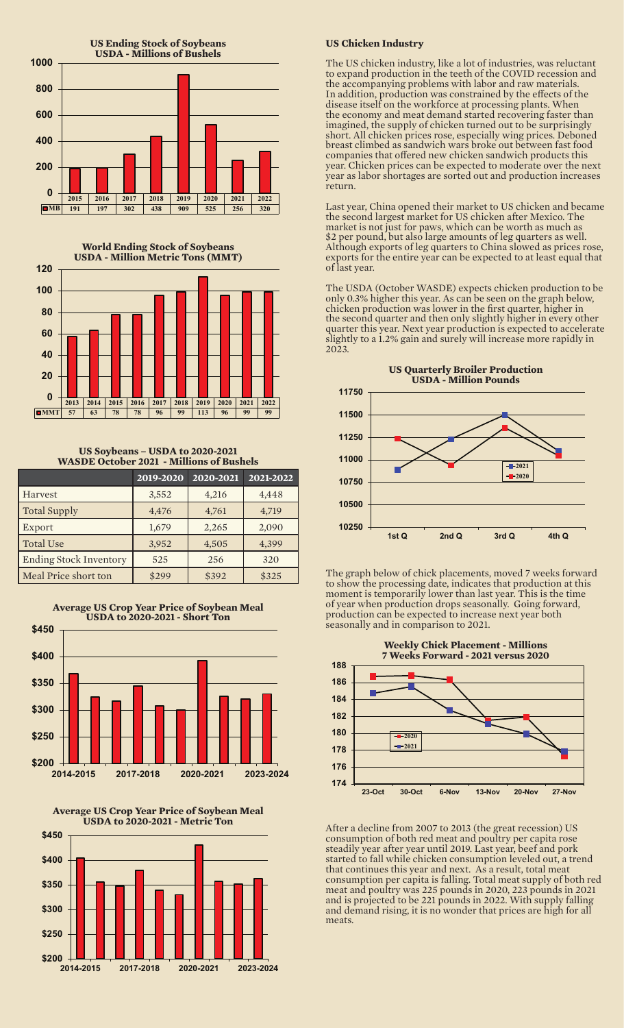**US Ending Stock of Soybeans**
**USDA - Millions of Bushels**

| | 2015 | 2016 | 2017 | 2018 | 2019 | 2020 | 2021 | 2022 |
|---|---|---|---|---|---|---|---|---|
| MB | 191 | 197 | 302 | 438 | 909 | 525 | 256 | 320 |

**World Ending Stock of Soybeans**
**USDA - Million Metric Tons (MMT)**

| | 2013 | 2014 | 2015 | 2016 | 2017 | 2018 | 2019 | 2020 | 2021 | 2022 |
|---|---|---|---|---|---|---|---|---|---|---|
| MMT | 57 | 63 | 78 | 78 | 96 | 99 | 113 | 96 | 99 | 99 |

**US Soybeans – USDA to 2020-2021**
**WASDE October 2021 - Millions of Bushels**

| | 2019-2020 | 2020-2021 | 2021-2022 |
|---|---|---|---|
| Harvest | 3,552 | 4,216 | 4,448 |
| Total Supply | 4,476 | 4,761 | 4,719 |
| Export | 1,679 | 2,265 | 2,090 |
| Total Use | 3,952 | 4,505 | 4,399 |
| Ending Stock Inventory | 525 | 256 | 320 |
| Meal Price short ton | $299 | $392 | $325 |

**Average US Crop Year Price of Soybean Meal**
**USDA to 2020-2021 - Short Ton**

**Average US Crop Year Price of Soybean Meal**
**USDA to 2020-2021 - Metric Ton**

### US Chicken Industry

The US chicken industry, like a lot of industries, was reluctant to expand production in the teeth of the COVID recession and the accompanying problems with labor and raw materials. In addition, production was constrained by the effects of the disease itself on the workforce at processing plants. When the economy and meat demand started recovering faster than imagined, the supply of chicken turned out to be surprisingly short. All chicken prices rose, especially wing prices. Deboned breast climbed as sandwich wars broke out between fast food companies that offered new chicken sandwich products this year. Chicken prices can be expected to moderate over the next year as labor shortages are sorted out and production increases return.

Last year, China opened their market to US chicken and became the second largest market for US chicken after Mexico. The market is not just for paws, which can be worth as much as $2 per pound, but also large amounts of leg quarters as well. Although exports of leg quarters to China slowed as prices rose, exports for the entire year can be expected to at least equal that of last year.

The USDA (October WASDE) expects chicken production to be only 0.3% higher this year. As can be seen on the graph below, chicken production was lower in the first quarter, higher in the second quarter and then only slightly higher in every other quarter this year. Next year production is expected to accelerate slightly to a 1.2% gain and surely will increase more rapidly in 2023.

**US Quarterly Broiler Production**
**USDA - Million Pounds**

The graph below of chick placements, moved 7 weeks forward to show the processing date, indicates that production at this moment is temporarily lower than last year. This is the time of year when production drops seasonally. Going forward, production can be expected to increase next year both seasonally and in comparison to 2021.

**Weekly Chick Placement - Millions**
**7 Weeks Forward - 2021 versus 2020**

After a decline from 2007 to 2013 (the great recession) US consumption of both red meat and poultry per capita rose steadily year after year until 2019. Last year, beef and pork started to fall while chicken consumption leveled out, a trend that continues this year and next. As a result, total meat consumption per capita is falling. Total meat supply of both red meat and poultry was 225 pounds in 2020, 223 pounds in 2021 and is projected to be 221 pounds in 2022. With supply falling and demand rising, it is no wonder that prices are high for all meats.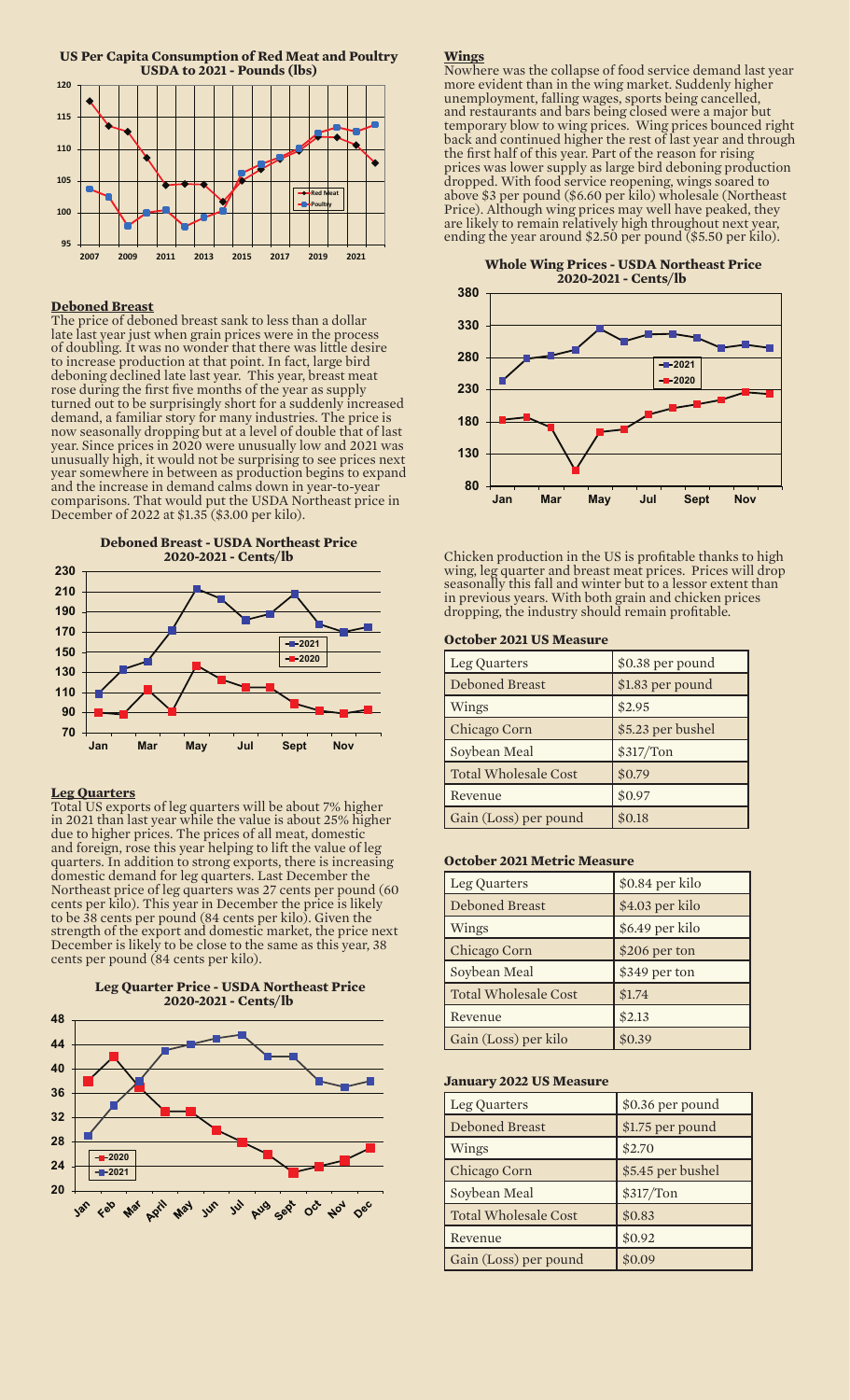**US Per Capita Consumption of Red Meat and Poultry USDA to 2021 - Pounds (lbs)**

### Deboned Breast

The price of deboned breast sank to less than a dollar late last year just when grain prices were in the process of doubling. It was no wonder that there was little desire to increase production at that point. In fact, large bird deboning declined late last year. This year, breast meat rose during the first five months of the year as supply turned out to be surprisingly short for a suddenly increased demand, a familiar story for many industries. The price is now seasonally dropping but at a level of double that of last year. Since prices in 2020 were unusually low and 2021 was unusually high, it would not be surprising to see prices next year somewhere in between as production begins to expand and the increase in demand calms down in year-to-year comparisons. That would put the USDA Northeast price in December of 2022 at $1.35 ($3.00 per kilo).

**Deboned Breast - USDA Northeast Price 2020-2021 - Cents/lb**

### Leg Quarters

Total US exports of leg quarters will be about 7% higher in 2021 than last year while the value is about 25% higher due to higher prices. The prices of all meat, domestic and foreign, rose this year helping to lift the value of leg quarters. In addition to strong exports, there is increasing domestic demand for leg quarters. Last December the Northeast price of leg quarters was 27 cents per pound (60 cents per kilo). This year in December the price is likely to be 38 cents per pound (84 cents per kilo). Given the strength of the export and domestic market, the price next December is likely to be close to the same as this year, 38 cents per pound (84 cents per kilo).

**Leg Quarter Price - USDA Northeast Price 2020-2021 - Cents/lb**

### Wings

Nowhere was the collapse of food service demand last year more evident than in the wing market. Suddenly higher unemployment, falling wages, sports being cancelled, and restaurants and bars being closed were a major but temporary blow to wing prices. Wing prices bounced right back and continued higher the rest of last year and through the first half of this year. Part of the reason for rising prices was lower supply as large bird deboning production dropped. With food service reopening, wings soared to above $3 per pound ($6.60 per kilo) wholesale (Northeast Price). Although wing prices may well have peaked, they are likely to remain relatively high throughout next year, ending the year around $2.50 per pound ($5.50 per kilo).

**Whole Wing Prices - USDA Northeast Price 2020-2021 - Cents/lb**

Chicken production in the US is profitable thanks to high wing, leg quarter and breast meat prices. Prices will drop seasonally this fall and winter but to a lessor extent than in previous years. With both grain and chicken prices dropping, the industry should remain profitable.

#### October 2021 US Measure

| | |
|---|---|
| Leg Quarters | $0.38 per pound |
| Deboned Breast | $1.83 per pound |
| Wings | $2.95 |
| Chicago Corn | $5.23 per bushel |
| Soybean Meal | $317/Ton |
| Total Wholesale Cost | $0.79 |
| Revenue | $0.97 |
| Gain (Loss) per pound | $0.18 |

#### October 2021 Metric Measure

| | |
|---|---|
| Leg Quarters | $0.84 per kilo |
| Deboned Breast | $4.03 per kilo |
| Wings | $6.49 per kilo |
| Chicago Corn | $206 per ton |
| Soybean Meal | $349 per ton |
| Total Wholesale Cost | $1.74 |
| Revenue | $2.13 |
| Gain (Loss) per kilo | $0.39 |

#### January 2022 US Measure

| | |
|---|---|
| Leg Quarters | $0.36 per pound |
| Deboned Breast | $1.75 per pound |
| Wings | $2.70 |
| Chicago Corn | $5.45 per bushel |
| Soybean Meal | $317/Ton |
| Total Wholesale Cost | $0.83 |
| Revenue | $0.92 |
| Gain (Loss) per pound | $0.09 |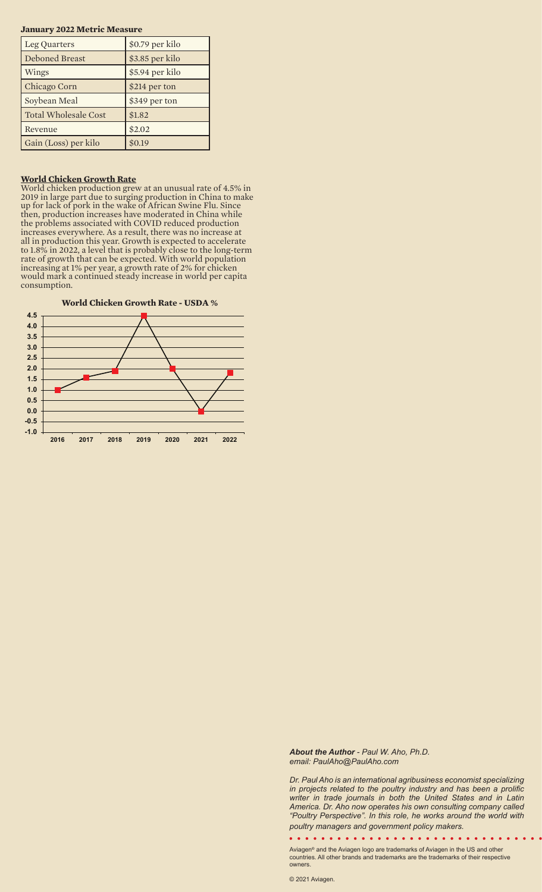**January 2022 Metric Measure**

| | |
|---|---|
| Leg Quarters | $0.79 per kilo |
| Deboned Breast | $3.85 per kilo |
| Wings | $5.94 per kilo |
| Chicago Corn | $214 per ton |
| Soybean Meal | $349 per ton |
| Total Wholesale Cost | $1.82 |
| Revenue | $2.02 |
| Gain (Loss) per kilo | $0.19 |

## World Chicken Growth Rate

World chicken production grew at an unusual rate of 4.5% in 2019 in large part due to surging production in China to make up for lack of pork in the wake of African Swine Flu. Since then, production increases have moderated in China while the problems associated with COVID reduced production increases everywhere. As a result, there was no increase at all in production this year. Growth is expected to accelerate to 1.8% in 2022, a level that is probably close to the long-term rate of growth that can be expected. With world population increasing at 1% per year, a growth rate of 2% for chicken would mark a continued steady increase in world per capita consumption.

**World Chicken Growth Rate - USDA %**

4.5
4.0
3.5
3.0
2.5
2.0
1.5
1.0
0.5
0.0
-0.5
-1.0

2016 2017 2018 2019 2020 2021 2022

***About the Author*** *- Paul W. Aho, Ph.D.*
*email: PaulAho@PaulAho.com*

*Dr. Paul Aho is an international agribusiness economist specializing in projects related to the poultry industry and has been a prolific writer in trade journals in both the United States and in Latin America. Dr. Aho now operates his own consulting company called "Poultry Perspective". In this role, he works around the world with poultry managers and government policy makers.*

Aviagen® and the Aviagen logo are trademarks of Aviagen in the US and other countries. All other brands and trademarks are the trademarks of their respective owners.

© 2021 Aviagen.